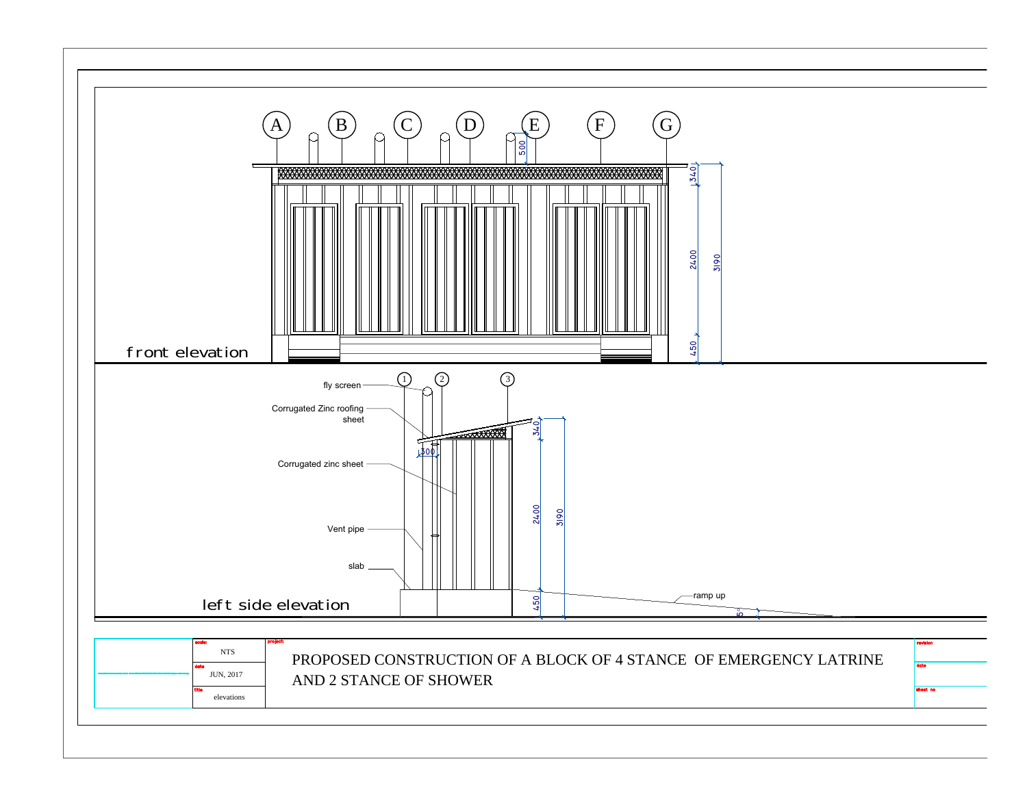front elevation

A B C D E F G

500

340

2400

3190

450

left side elevation

1 2 3

fly screen

Corrugated Zinc roofing sheet

Corrugated zinc sheet

Vent pipe

slab

300

340

2400

3190

450

ramp up

5°

| scale: | project: | revision |
| --- | --- | --- |
| NTS | PROPOSED CONSTRUCTION OF A BLOCK OF 4 STANCE OF EMERGENCY LATRINE AND 2 STANCE OF SHOWER | |
| date | | date |
| JUN, 2017 | | |
| title | | sheet no |
| elevations | | |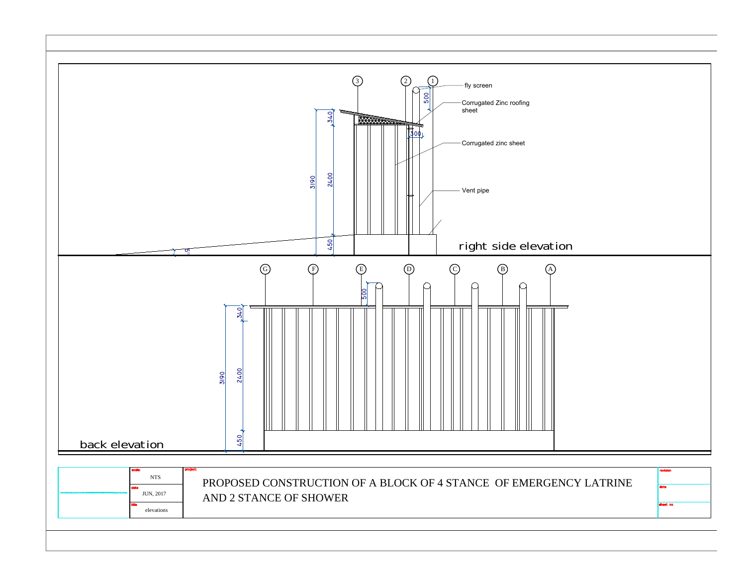## right side elevation

3 2 1

fly screen

Corrugated Zinc roofing sheet

Corrugated zinc sheet

Vent pipe

500

340

300

3190

2400

450

5°

## back elevation

G F E D C B A

500

340

3190

2400

450

| scale: NTS | project: PROPOSED CONSTRUCTION OF A BLOCK OF 4 STANCE OF EMERGENCY LATRINE AND 2 STANCE OF SHOWER | revision |
|---|---|---|
| date JUN, 2017 | | date |
| title elevations | | sheet no |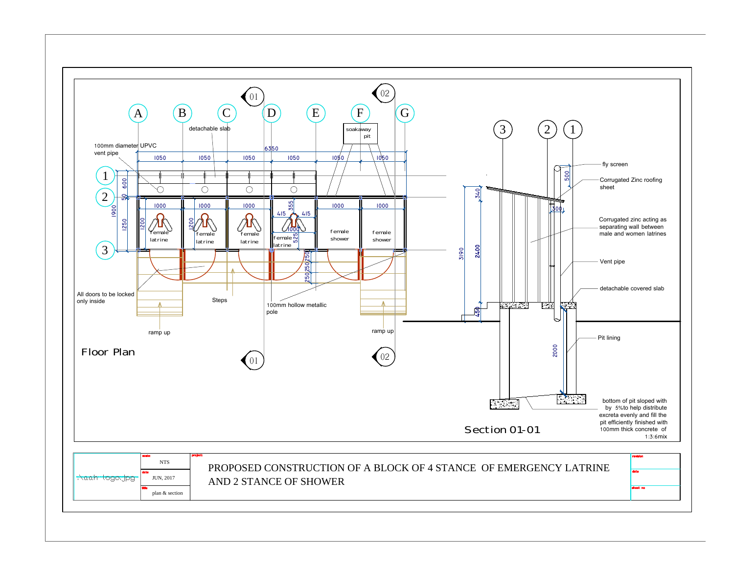## Floor Plan

detachable slab

100mm diameter UPVC vent pipe

6350

1050 | 1050 | 1050 | 1050 | 1050 | 1050

1000 | 1000 | 1000 | 1000 | 1000 | 1000

female latrine | female latrine | female latrine | female latrine | female shower | female shower

soakaway pit

All doors to be locked only inside

Steps

100mm hollow metallic pole

ramp up

ramp up

## Section 01-01

fly screen

Corrugated Zinc roofing sheet

Corrugated zinc acting as separating wall between male and women latrines

Vent pipe

detachable covered slab

Pit lining

bottom of pit sloped with by 5%to help distribute excreta evenly and fill the pit efficiently finished with 100mm thick concrete of 1:3:6mix

| scale: | NTS | project: PROPOSED CONSTRUCTION OF A BLOCK OF 4 STANCE OF EMERGENCY LATRINE AND 2 STANCE OF SHOWER | revision |
|---|---|---|---|
| date | JUN, 2017 | | date |
| title | plan & section | | sheet no |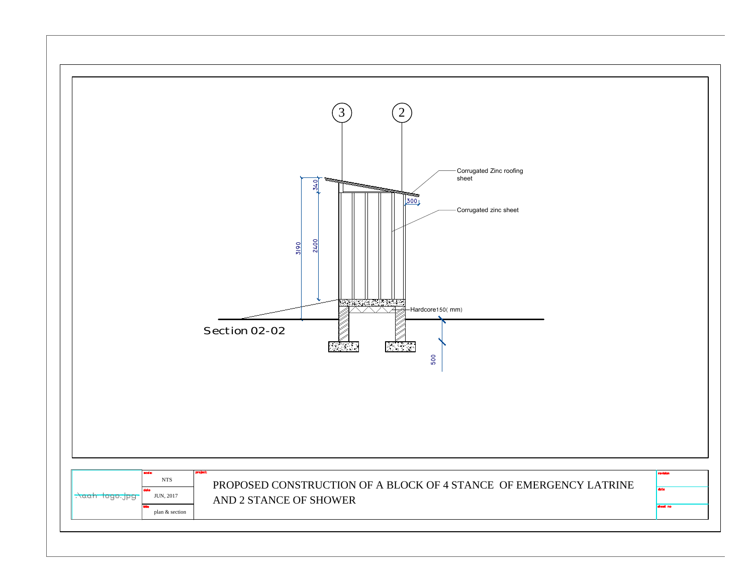3

2

Corrugated Zinc roofing sheet

Corrugated zinc sheet

340

300

3190

2400

Hardcore150( mm)

Section 02-02

500

| | | | |
|---|---|---|---|
| Aaah logo.jpg | scale: NTS | project: PROPOSED CONSTRUCTION OF A BLOCK OF 4 STANCE OF EMERGENCY LATRINE AND 2 STANCE OF SHOWER | revision |
| | date: JUN, 2017 | | date |
| | title: plan & section | | sheet no |